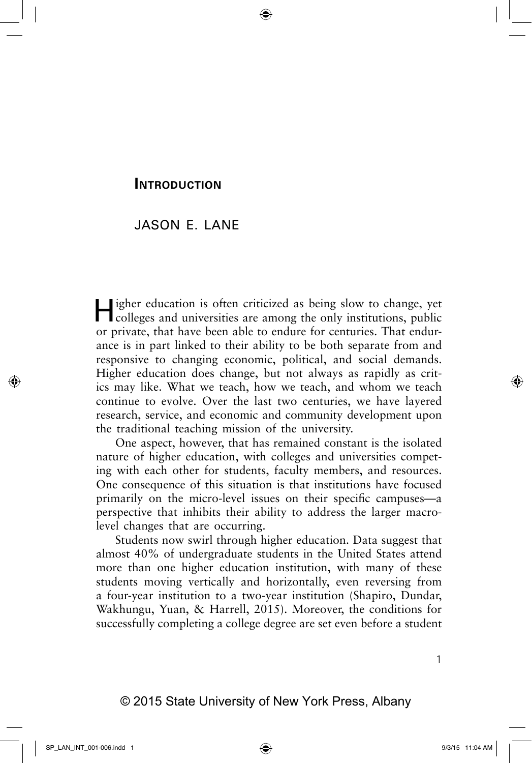# Introduction

JASON E. LANE

Higher education is often criticized as being slow to change, yet colleges and universities are among the only institutions, public or private, that have been able to endure for centuries. That endurance is in part linked to their ability to be both separate from and responsive to changing economic, political, and social demands. Higher education does change, but not always as rapidly as critics may like. What we teach, how we teach, and whom we teach continue to evolve. Over the last two centuries, we have layered research, service, and economic and community development upon the traditional teaching mission of the university.

One aspect, however, that has remained constant is the isolated nature of higher education, with colleges and universities competing with each other for students, faculty members, and resources. One consequence of this situation is that institutions have focused primarily on the micro-level issues on their specific campuses—a perspective that inhibits their ability to address the larger macro-level changes that are occurring.

Students now swirl through higher education. Data suggest that almost 40% of undergraduate students in the United States attend more than one higher education institution, with many of these students moving vertically and horizontally, even reversing from a four-year institution to a two-year institution (Shapiro, Dundar, Wakhungu, Yuan, & Harrell, 2015). Moreover, the conditions for successfully completing a college degree are set even before a student

© 2015 State University of New York Press, Albany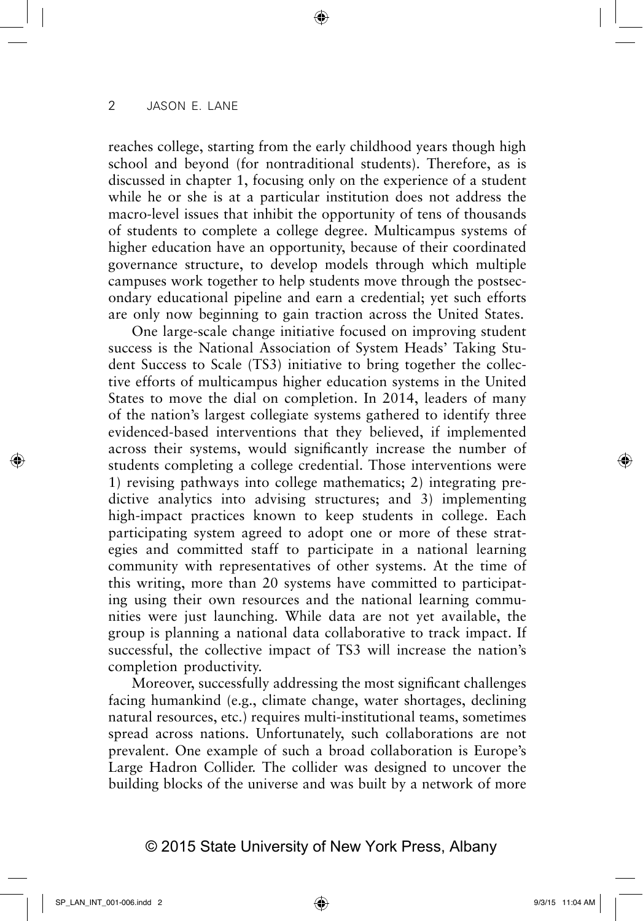reaches college, starting from the early childhood years though high school and beyond (for nontraditional students). Therefore, as is discussed in chapter 1, focusing only on the experience of a student while he or she is at a particular institution does not address the macro-level issues that inhibit the opportunity of tens of thousands of students to complete a college degree. Multicampus systems of higher education have an opportunity, because of their coordinated governance structure, to develop models through which multiple campuses work together to help students move through the postsecondary educational pipeline and earn a credential; yet such efforts are only now beginning to gain traction across the United States.

One large-scale change initiative focused on improving student success is the National Association of System Heads' Taking Student Success to Scale (TS3) initiative to bring together the collective efforts of multicampus higher education systems in the United States to move the dial on completion. In 2014, leaders of many of the nation's largest collegiate systems gathered to identify three evidenced-based interventions that they believed, if implemented across their systems, would significantly increase the number of students completing a college credential. Those interventions were 1) revising pathways into college mathematics; 2) integrating predictive analytics into advising structures; and 3) implementing high-impact practices known to keep students in college. Each participating system agreed to adopt one or more of these strategies and committed staff to participate in a national learning community with representatives of other systems. At the time of this writing, more than 20 systems have committed to participating using their own resources and the national learning communities were just launching. While data are not yet available, the group is planning a national data collaborative to track impact. If successful, the collective impact of TS3 will increase the nation's completion productivity.

Moreover, successfully addressing the most significant challenges facing humankind (e.g., climate change, water shortages, declining natural resources, etc.) requires multi-institutional teams, sometimes spread across nations. Unfortunately, such collaborations are not prevalent. One example of such a broad collaboration is Europe's Large Hadron Collider. The collider was designed to uncover the building blocks of the universe and was built by a network of more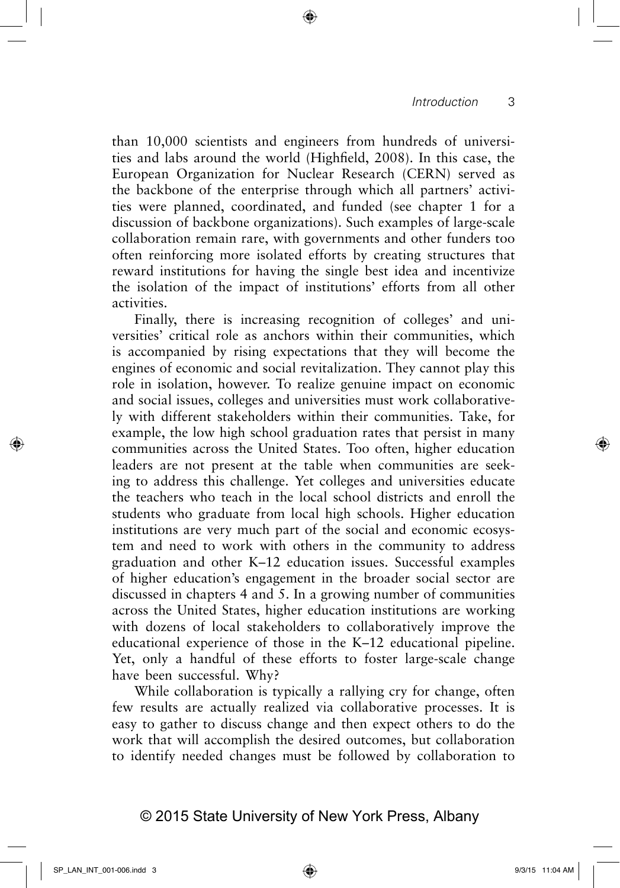than 10,000 scientists and engineers from hundreds of universities and labs around the world (Highfield, 2008). In this case, the European Organization for Nuclear Research (CERN) served as the backbone of the enterprise through which all partners' activities were planned, coordinated, and funded (see chapter 1 for a discussion of backbone organizations). Such examples of large-scale collaboration remain rare, with governments and other funders too often reinforcing more isolated efforts by creating structures that reward institutions for having the single best idea and incentivize the isolation of the impact of institutions' efforts from all other activities.

Finally, there is increasing recognition of colleges' and universities' critical role as anchors within their communities, which is accompanied by rising expectations that they will become the engines of economic and social revitalization. They cannot play this role in isolation, however. To realize genuine impact on economic and social issues, colleges and universities must work collaboratively with different stakeholders within their communities. Take, for example, the low high school graduation rates that persist in many communities across the United States. Too often, higher education leaders are not present at the table when communities are seeking to address this challenge. Yet colleges and universities educate the teachers who teach in the local school districts and enroll the students who graduate from local high schools. Higher education institutions are very much part of the social and economic ecosystem and need to work with others in the community to address graduation and other K–12 education issues. Successful examples of higher education's engagement in the broader social sector are discussed in chapters 4 and 5. In a growing number of communities across the United States, higher education institutions are working with dozens of local stakeholders to collaboratively improve the educational experience of those in the K–12 educational pipeline. Yet, only a handful of these efforts to foster large-scale change have been successful. Why?

While collaboration is typically a rallying cry for change, often few results are actually realized via collaborative processes. It is easy to gather to discuss change and then expect others to do the work that will accomplish the desired outcomes, but collaboration to identify needed changes must be followed by collaboration to

© 2015 State University of New York Press, Albany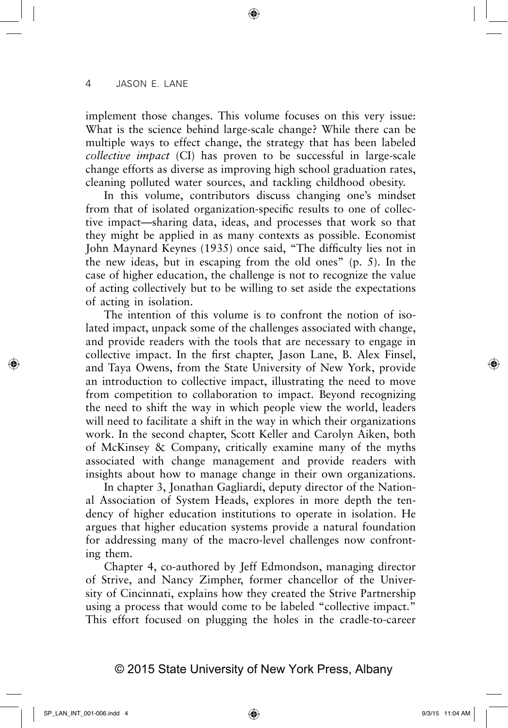implement those changes. This volume focuses on this very issue: What is the science behind large-scale change? While there can be multiple ways to effect change, the strategy that has been labeled *collective impact* (CI) has proven to be successful in large-scale change efforts as diverse as improving high school graduation rates, cleaning polluted water sources, and tackling childhood obesity.

In this volume, contributors discuss changing one's mindset from that of isolated organization-specific results to one of collective impact—sharing data, ideas, and processes that work so that they might be applied in as many contexts as possible. Economist John Maynard Keynes (1935) once said, "The difficulty lies not in the new ideas, but in escaping from the old ones" (p. 5). In the case of higher education, the challenge is not to recognize the value of acting collectively but to be willing to set aside the expectations of acting in isolation.

The intention of this volume is to confront the notion of isolated impact, unpack some of the challenges associated with change, and provide readers with the tools that are necessary to engage in collective impact. In the first chapter, Jason Lane, B. Alex Finsel, and Taya Owens, from the State University of New York, provide an introduction to collective impact, illustrating the need to move from competition to collaboration to impact. Beyond recognizing the need to shift the way in which people view the world, leaders will need to facilitate a shift in the way in which their organizations work. In the second chapter, Scott Keller and Carolyn Aiken, both of McKinsey & Company, critically examine many of the myths associated with change management and provide readers with insights about how to manage change in their own organizations.

In chapter 3, Jonathan Gagliardi, deputy director of the National Association of System Heads, explores in more depth the tendency of higher education institutions to operate in isolation. He argues that higher education systems provide a natural foundation for addressing many of the macro-level challenges now confronting them.

Chapter 4, co-authored by Jeff Edmondson, managing director of Strive, and Nancy Zimpher, former chancellor of the University of Cincinnati, explains how they created the Strive Partnership using a process that would come to be labeled "collective impact." This effort focused on plugging the holes in the cradle-to-career

© 2015 State University of New York Press, Albany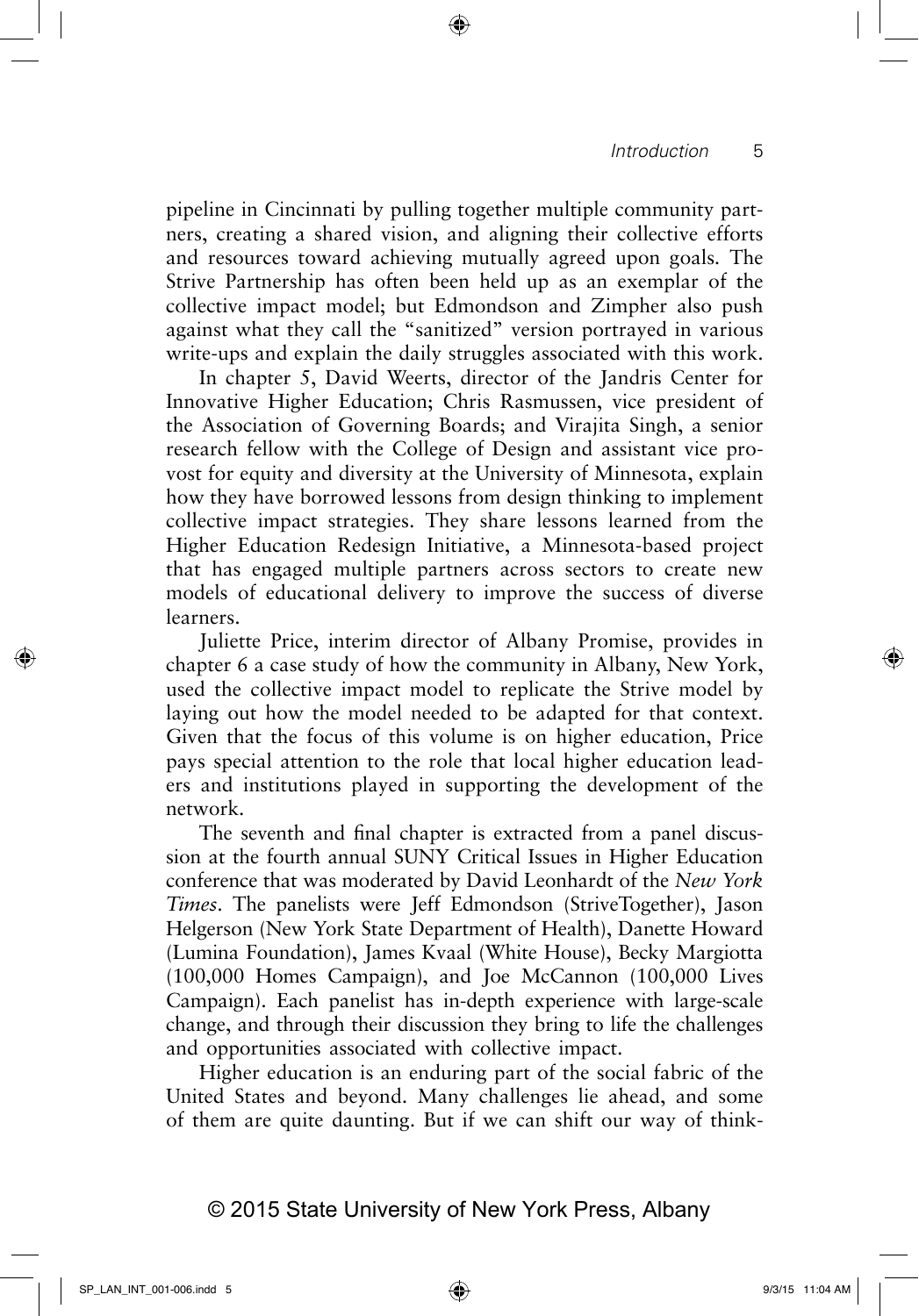pipeline in Cincinnati by pulling together multiple community partners, creating a shared vision, and aligning their collective efforts and resources toward achieving mutually agreed upon goals. The Strive Partnership has often been held up as an exemplar of the collective impact model; but Edmondson and Zimpher also push against what they call the "sanitized" version portrayed in various write-ups and explain the daily struggles associated with this work.

In chapter 5, David Weerts, director of the Jandris Center for Innovative Higher Education; Chris Rasmussen, vice president of the Association of Governing Boards; and Virajita Singh, a senior research fellow with the College of Design and assistant vice provost for equity and diversity at the University of Minnesota, explain how they have borrowed lessons from design thinking to implement collective impact strategies. They share lessons learned from the Higher Education Redesign Initiative, a Minnesota-based project that has engaged multiple partners across sectors to create new models of educational delivery to improve the success of diverse learners.

Juliette Price, interim director of Albany Promise, provides in chapter 6 a case study of how the community in Albany, New York, used the collective impact model to replicate the Strive model by laying out how the model needed to be adapted for that context. Given that the focus of this volume is on higher education, Price pays special attention to the role that local higher education leaders and institutions played in supporting the development of the network.

The seventh and final chapter is extracted from a panel discussion at the fourth annual SUNY Critical Issues in Higher Education conference that was moderated by David Leonhardt of the *New York Times*. The panelists were Jeff Edmondson (StriveTogether), Jason Helgerson (New York State Department of Health), Danette Howard (Lumina Foundation), James Kvaal (White House), Becky Margiotta (100,000 Homes Campaign), and Joe McCannon (100,000 Lives Campaign). Each panelist has in-depth experience with large-scale change, and through their discussion they bring to life the challenges and opportunities associated with collective impact.

Higher education is an enduring part of the social fabric of the United States and beyond. Many challenges lie ahead, and some of them are quite daunting. But if we can shift our way of think-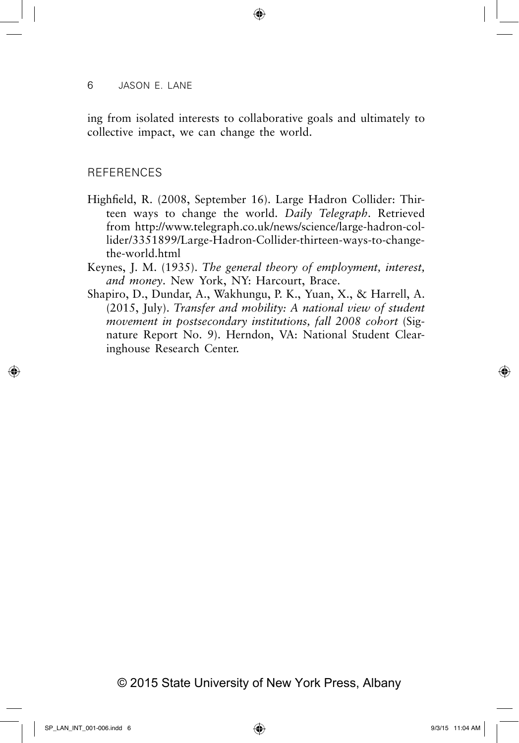ing from isolated interests to collaborative goals and ultimately to collective impact, we can change the world.

## REFERENCES

Highfield, R. (2008, September 16). Large Hadron Collider: Thirteen ways to change the world. *Daily Telegraph*. Retrieved from http://www.telegraph.co.uk/news/science/large-hadron-collider/3351899/Large-Hadron-Collider-thirteen-ways-to-change-the-world.html

Keynes, J. M. (1935). *The general theory of employment, interest, and money*. New York, NY: Harcourt, Brace.

Shapiro, D., Dundar, A., Wakhungu, P. K., Yuan, X., & Harrell, A. (2015, July). *Transfer and mobility: A national view of student movement in postsecondary institutions, fall 2008 cohort* (Signature Report No. 9). Herndon, VA: National Student Clearinghouse Research Center.

© 2015 State University of New York Press, Albany